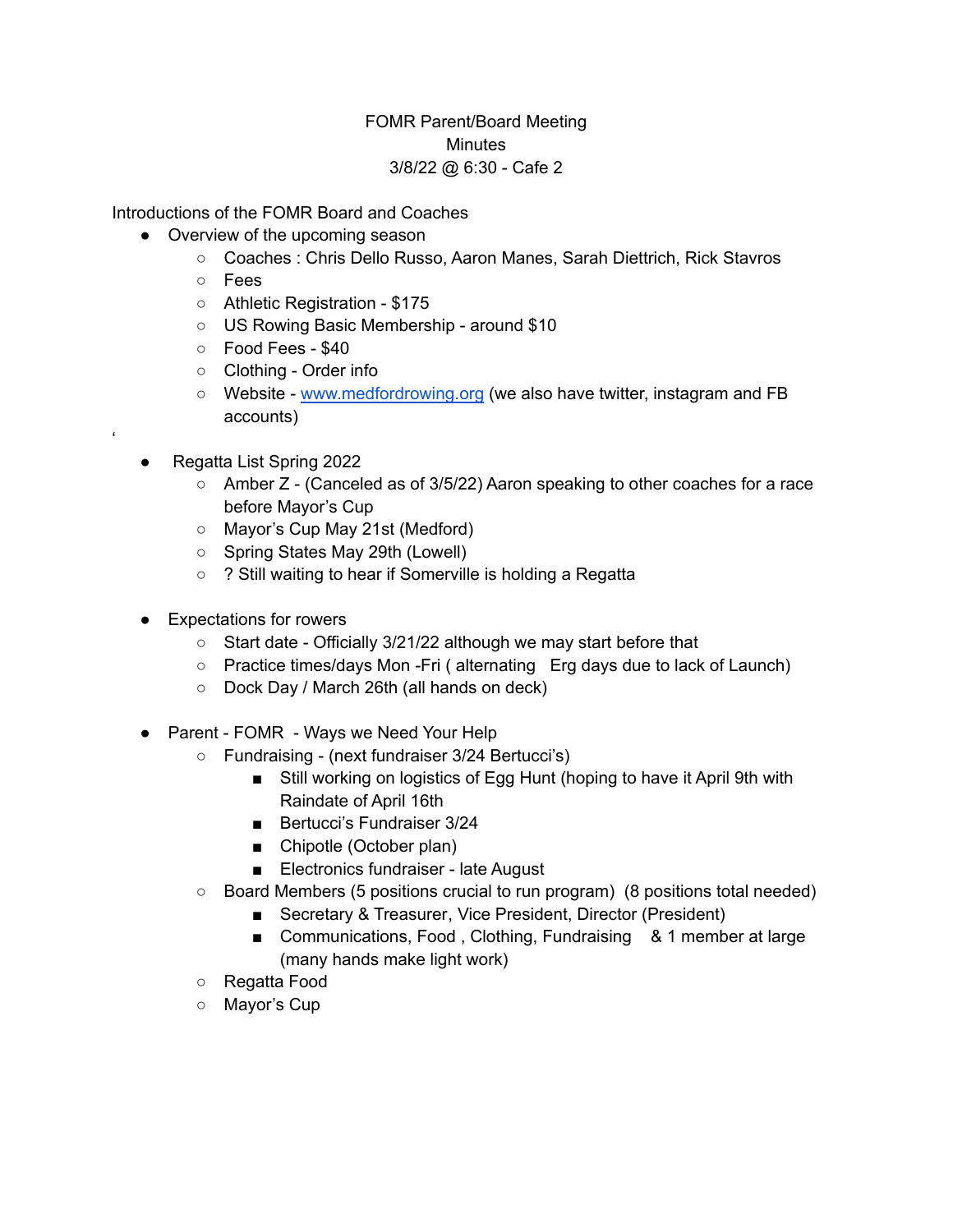FOMR Parent/Board Meeting
Minutes
3/8/22 @ 6:30 - Cafe 2

Introductions of the FOMR Board and Coaches

- Overview of the upcoming season
  - Coaches : Chris Dello Russo, Aaron Manes, Sarah Diettrich, Rick Stavros
  - Fees
  - Athletic Registration - $175
  - US Rowing Basic Membership - around $10
  - Food Fees - $40
  - Clothing - Order info
  - Website - [www.medfordrowing.org](http://www.medfordrowing.org) (we also have twitter, instagram and FB accounts)

- Regatta List Spring 2022
  - Amber Z - (Canceled as of 3/5/22) Aaron speaking to other coaches for a race before Mayor's Cup
  - Mayor's Cup May 21st (Medford)
  - Spring States May 29th (Lowell)
  - ? Still waiting to hear if Somerville is holding a Regatta

- Expectations for rowers
  - Start date - Officially 3/21/22 although we may start before that
  - Practice times/days Mon -Fri ( alternating Erg days due to lack of Launch)
  - Dock Day / March 26th (all hands on deck)

- Parent - FOMR - Ways we Need Your Help
  - Fundraising - (next fundraiser 3/24 Bertucci's)
    - Still working on logistics of Egg Hunt (hoping to have it April 9th with Raindate of April 16th
    - Bertucci's Fundraiser 3/24
    - Chipotle (October plan)
    - Electronics fundraiser - late August
  - Board Members (5 positions crucial to run program) (8 positions total needed)
    - Secretary & Treasurer, Vice President, Director (President)
    - Communications, Food , Clothing, Fundraising & 1 member at large (many hands make light work)
  - Regatta Food
  - Mayor's Cup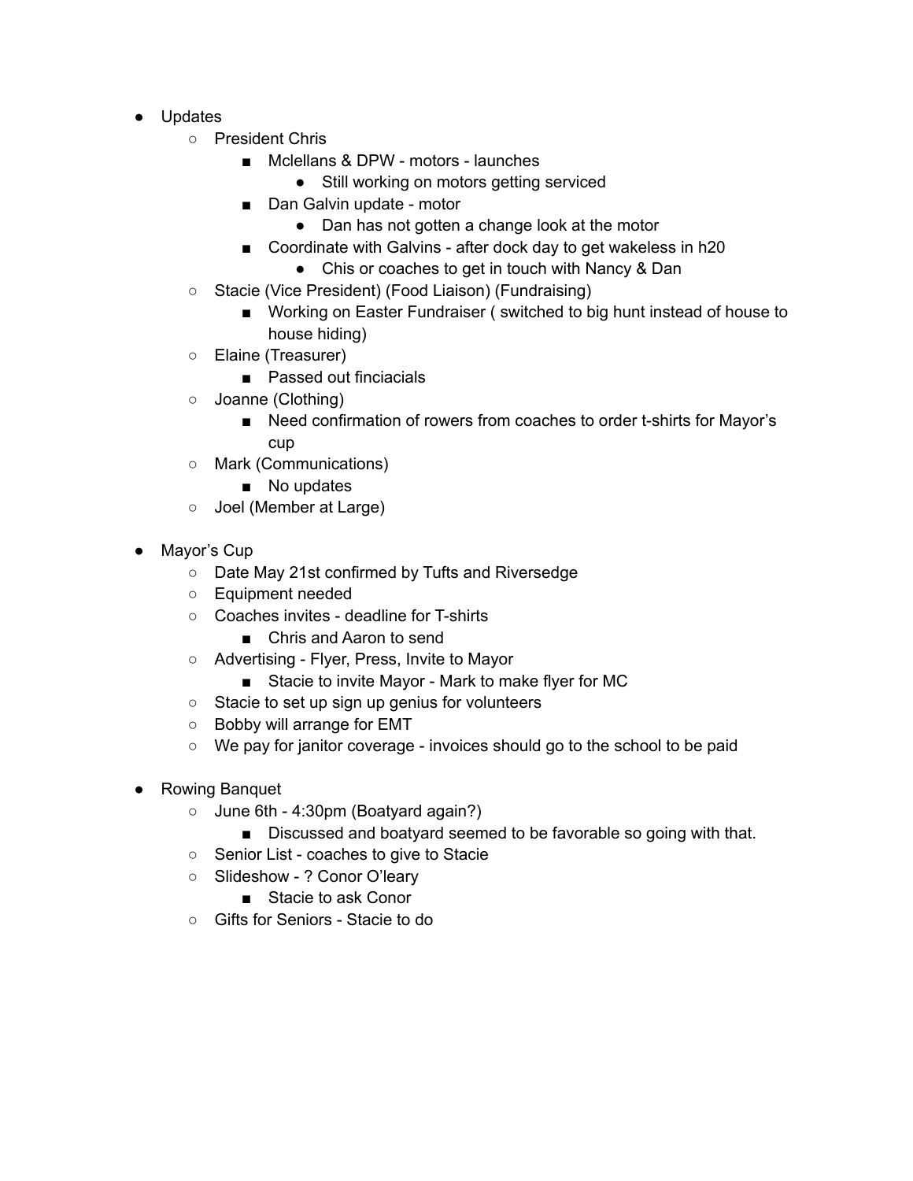- Updates
  - President Chris
    - Mclellans & DPW - motors - launches
      - Still working on motors getting serviced
    - Dan Galvin update - motor
      - Dan has not gotten a change look at the motor
    - Coordinate with Galvins - after dock day to get wakeless in h20
      - Chis or coaches to get in touch with Nancy & Dan
  - Stacie (Vice President) (Food Liaison) (Fundraising)
    - Working on Easter Fundraiser ( switched to big hunt instead of house to house hiding)
  - Elaine (Treasurer)
    - Passed out finciacials
  - Joanne (Clothing)
    - Need confirmation of rowers from coaches to order t-shirts for Mayor's cup
  - Mark (Communications)
    - No updates
  - Joel (Member at Large)

- Mayor's Cup
  - Date May 21st confirmed by Tufts and Riversedge
  - Equipment needed
  - Coaches invites - deadline for T-shirts
    - Chris and Aaron to send
  - Advertising - Flyer, Press, Invite to Mayor
    - Stacie to invite Mayor - Mark to make flyer for MC
  - Stacie to set up sign up genius for volunteers
  - Bobby will arrange for EMT
  - We pay for janitor coverage - invoices should go to the school to be paid

- Rowing Banquet
  - June 6th - 4:30pm (Boatyard again?)
    - Discussed and boatyard seemed to be favorable so going with that.
  - Senior List - coaches to give to Stacie
  - Slideshow - ? Conor O'leary
    - Stacie to ask Conor
  - Gifts for Seniors - Stacie to do